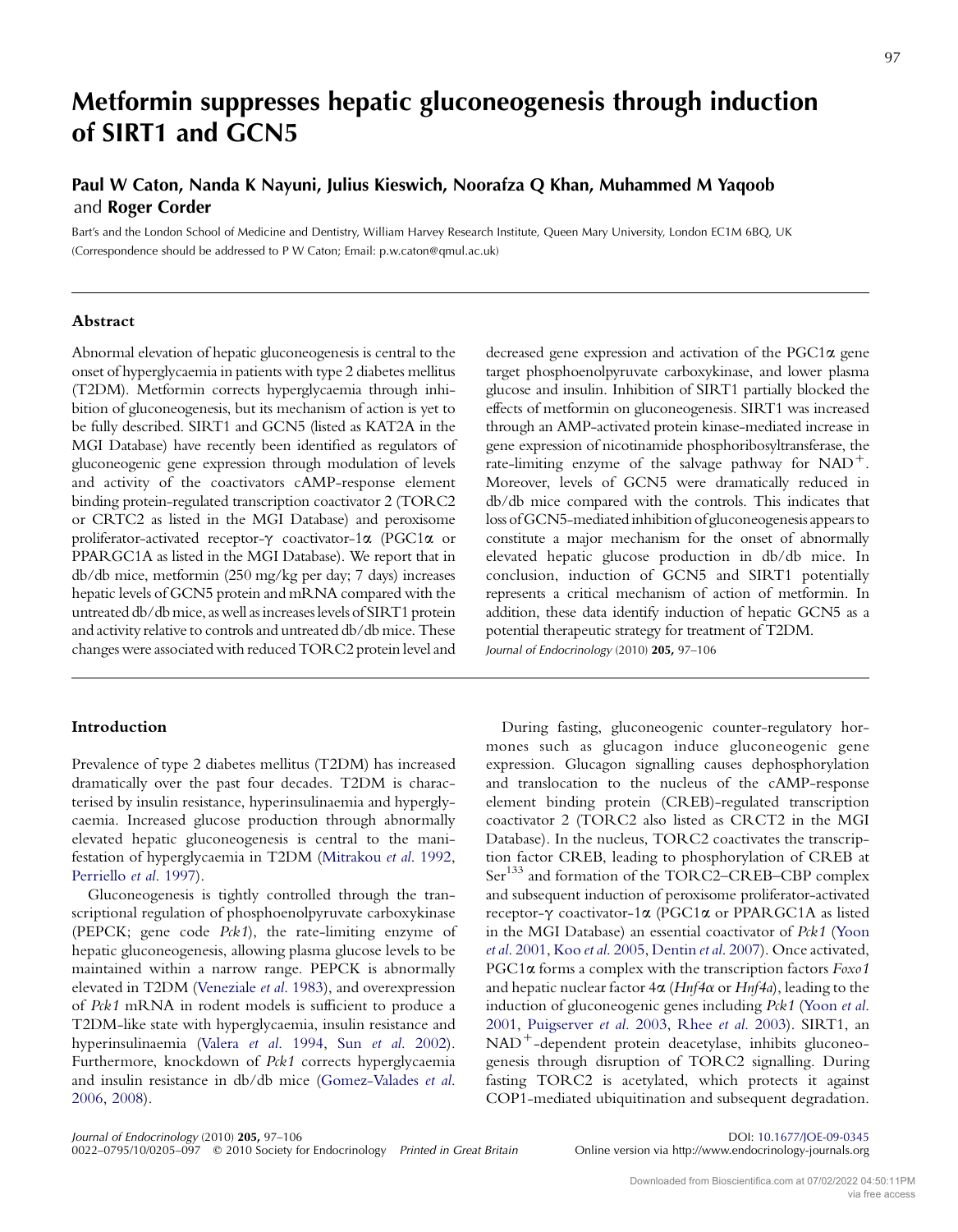# Metformin suppresses hepatic gluconeogenesis through induction of SIRT1 and GCN5

**Paul W Caton, Nanda K Nayuni, Julius Kieswich, Noorafza Q Khan, Muhammed M Yaqoob and Roger Corder**

Bart's and the London School of Medicine and Dentistry, William Harvey Research Institute, Queen Mary University, London EC1M 6BQ, UK

(Correspondence should be addressed to P W Caton; Email: p.w.caton@qmul.ac.uk)

## Abstract

Abnormal elevation of hepatic gluconeogenesis is central to the onset of hyperglycaemia in patients with type 2 diabetes mellitus (T2DM). Metformin corrects hyperglycaemia through inhibition of gluconeogenesis, but its mechanism of action is yet to be fully described. SIRT1 and GCN5 (listed as KAT2A in the MGI Database) have recently been identified as regulators of gluconeogenic gene expression through modulation of levels and activity of the coactivators cAMP-response element binding protein-regulated transcription coactivator 2 (TORC2 or CRTC2 as listed in the MGI Database) and peroxisome proliferator-activated receptor-γ coactivator-1α (PGC1α or PPARGC1A as listed in the MGI Database). We report that in db/db mice, metformin (250 mg/kg per day; 7 days) increases hepatic levels of GCN5 protein and mRNA compared with the untreated db/db mice, as well as increases levels of SIRT1 protein and activity relative to controls and untreated db/db mice. These changes were associated with reduced TORC2 protein level and decreased gene expression and activation of the PGC1α gene target phosphoenolpyruvate carboxykinase, and lower plasma glucose and insulin. Inhibition of SIRT1 partially blocked the effects of metformin on gluconeogenesis. SIRT1 was increased through an AMP-activated protein kinase-mediated increase in gene expression of nicotinamide phosphoribosyltransferase, the rate-limiting enzyme of the salvage pathway for $NAD^+$. Moreover, levels of GCN5 were dramatically reduced in db/db mice compared with the controls. This indicates that loss of GCN5-mediated inhibition of gluconeogenesis appears to constitute a major mechanism for the onset of abnormally elevated hepatic glucose production in db/db mice. In conclusion, induction of GCN5 and SIRT1 potentially represents a critical mechanism of action of metformin. In addition, these data identify induction of hepatic GCN5 as a potential therapeutic strategy for treatment of T2DM.

*Journal of Endocrinology* (2010) **205**, 97–106

## Introduction

Prevalence of type 2 diabetes mellitus (T2DM) has increased dramatically over the past four decades. T2DM is characterised by insulin resistance, hyperinsulinaemia and hyperglycaemia. Increased glucose production through abnormally elevated hepatic gluconeogenesis is central to the manifestation of hyperglycaemia in T2DM (Mitrakou *et al.* 1992, Perriello *et al.* 1997).

Gluconeogenesis is tightly controlled through the transcriptional regulation of phosphoenolpyruvate carboxykinase (PEPCK; gene code *Pck1*), the rate-limiting enzyme of hepatic gluconeogenesis, allowing plasma glucose levels to be maintained within a narrow range. PEPCK is abnormally elevated in T2DM (Veneziale *et al.* 1983), and overexpression of *Pck1* mRNA in rodent models is sufficient to produce a T2DM-like state with hyperglycaemia, insulin resistance and hyperinsulinaemia (Valera *et al.* 1994, Sun *et al.* 2002). Furthermore, knockdown of *Pck1* corrects hyperglycaemia and insulin resistance in db/db mice (Gomez-Valades *et al.* 2006, 2008).

During fasting, gluconeogenic counter-regulatory hormones such as glucagon induce gluconeogenic gene expression. Glucagon signalling causes dephosphorylation and translocation to the nucleus of the cAMP-response element binding protein (CREB)-regulated transcription coactivator 2 (TORC2 also listed as CRCT2 in the MGI Database). In the nucleus, TORC2 coactivates the transcription factor CREB, leading to phosphorylation of CREB at $Ser^{133}$ and formation of the TORC2–CREB–CBP complex and subsequent induction of peroxisome proliferator-activated receptor-γ coactivator-1α (PGC1α or PPARGC1A as listed in the MGI Database) an essential coactivator of *Pck1* (Yoon *et al.* 2001, Koo *et al.* 2005, Dentin *et al.* 2007). Once activated, PGC1α forms a complex with the transcription factors *Foxo1* and hepatic nuclear factor 4α (*Hnf4α* or *Hnf4a*), leading to the induction of gluconeogenic genes including *Pck1* (Yoon *et al.* 2001, Puigserver *et al.* 2003, Rhee *et al.* 2003). SIRT1, an $NAD^+$-dependent protein deacetylase, inhibits gluconeogenesis through disruption of TORC2 signalling. During fasting TORC2 is acetylated, which protects it against COP1-mediated ubiquitination and subsequent degradation.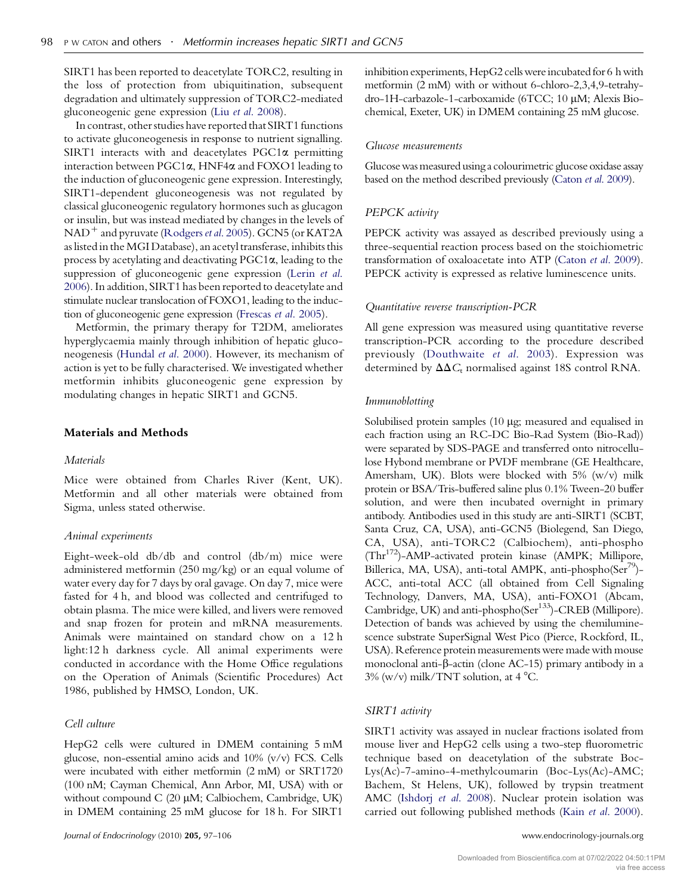SIRT1 has been reported to deacetylate TORC2, resulting in the loss of protection from ubiquitination, subsequent degradation and ultimately suppression of TORC2-mediated gluconeogenic gene expression (Liu *et al.* 2008).

In contrast, other studies have reported that SIRT1 functions to activate gluconeogenesis in response to nutrient signalling. SIRT1 interacts with and deacetylates PGC1α permitting interaction between PGC1α, HNF4α and FOXO1 leading to the induction of gluconeogenic gene expression. Interestingly, SIRT1-dependent gluconeogenesis was not regulated by classical gluconeogenic regulatory hormones such as glucagon or insulin, but was instead mediated by changes in the levels of $NAD^+$ and pyruvate (Rodgers *et al.* 2005). GCN5 (or KAT2A as listed in the MGI Database), an acetyl transferase, inhibits this process by acetylating and deactivating PGC1α, leading to the suppression of gluconeogenic gene expression (Lerin *et al.* 2006). In addition, SIRT1 has been reported to deacetylate and stimulate nuclear translocation of FOXO1, leading to the induction of gluconeogenic gene expression (Frescas *et al.* 2005).

Metformin, the primary therapy for T2DM, ameliorates hyperglycaemia mainly through inhibition of hepatic gluconeogenesis (Hundal *et al.* 2000). However, its mechanism of action is yet to be fully characterised. We investigated whether metformin inhibits gluconeogenic gene expression by modulating changes in hepatic SIRT1 and GCN5.

## Materials and Methods

### *Materials*

Mice were obtained from Charles River (Kent, UK). Metformin and all other materials were obtained from Sigma, unless stated otherwise.

### *Animal experiments*

Eight-week-old db/db and control (db/m) mice were administered metformin (250 mg/kg) or an equal volume of water every day for 7 days by oral gavage. On day 7, mice were fasted for 4 h, and blood was collected and centrifuged to obtain plasma. The mice were killed, and livers were removed and snap frozen for protein and mRNA measurements. Animals were maintained on standard chow on a 12 h light:12 h darkness cycle. All animal experiments were conducted in accordance with the Home Office regulations on the Operation of Animals (Scientific Procedures) Act 1986, published by HMSO, London, UK.

### *Cell culture*

HepG2 cells were cultured in DMEM containing 5 mM glucose, non-essential amino acids and 10% (v/v) FCS. Cells were incubated with either metformin (2 mM) or SRT1720 (100 nM; Cayman Chemical, Ann Arbor, MI, USA) with or without compound C (20 μM; Calbiochem, Cambridge, UK) in DMEM containing 25 mM glucose for 18 h. For SIRT1 inhibition experiments, HepG2 cells were incubated for 6 h with metformin (2 mM) with or without 6-chloro-2,3,4,9-tetrahydro-1H-carbazole-1-carboxamide (6TCC; 10 μM; Alexis Biochemical, Exeter, UK) in DMEM containing 25 mM glucose.

### *Glucose measurements*

Glucose was measured using a colourimetric glucose oxidase assay based on the method described previously (Caton *et al.* 2009).

### *PEPCK activity*

PEPCK activity was assayed as described previously using a three-sequential reaction process based on the stoichiometric transformation of oxaloacetate into ATP (Caton *et al.* 2009). PEPCK activity is expressed as relative luminescence units.

### *Quantitative reverse transcription-PCR*

All gene expression was measured using quantitative reverse transcription-PCR according to the procedure described previously (Douthwaite *et al.* 2003). Expression was determined by $\Delta\Delta C_t$ normalised against 18S control RNA.

### *Immunoblotting*

Solubilised protein samples (10 μg; measured and equalised in each fraction using an RC-DC Bio-Rad System (Bio-Rad)) were separated by SDS-PAGE and transferred onto nitrocellulose Hybond membrane or PVDF membrane (GE Healthcare, Amersham, UK). Blots were blocked with 5% (w/v) milk protein or BSA/Tris-buffered saline plus 0.1% Tween-20 buffer solution, and were then incubated overnight in primary antibody. Antibodies used in this study are anti-SIRT1 (SCBT, Santa Cruz, CA, USA), anti-GCN5 (Biolegend, San Diego, CA, USA), anti-TORC2 (Calbiochem), anti-phospho ($Thr^{172}$)-AMP-activated protein kinase (AMPK; Millipore, Billerica, MA, USA), anti-total AMPK, anti-phospho($Ser^{79}$)-ACC, anti-total ACC (all obtained from Cell Signaling Technology, Danvers, MA, USA), anti-FOXO1 (Abcam, Cambridge, UK) and anti-phospho($Ser^{133}$)-CREB (Millipore). Detection of bands was achieved by using the chemiluminescence substrate SuperSignal West Pico (Pierce, Rockford, IL, USA). Reference protein measurements were made with mouse monoclonal anti-β-actin (clone AC-15) primary antibody in a 3% (w/v) milk/TNT solution, at 4 °C.

### *SIRT1 activity*

SIRT1 activity was assayed in nuclear fractions isolated from mouse liver and HepG2 cells using a two-step fluorometric technique based on deacetylation of the substrate Boc-Lys(Ac)-7-amino-4-methylcoumarin (Boc-Lys(Ac)-AMC; Bachem, St Helens, UK), followed by trypsin treatment AMC (Ishdorj *et al.* 2008). Nuclear protein isolation was carried out following published methods (Kain *et al.* 2000).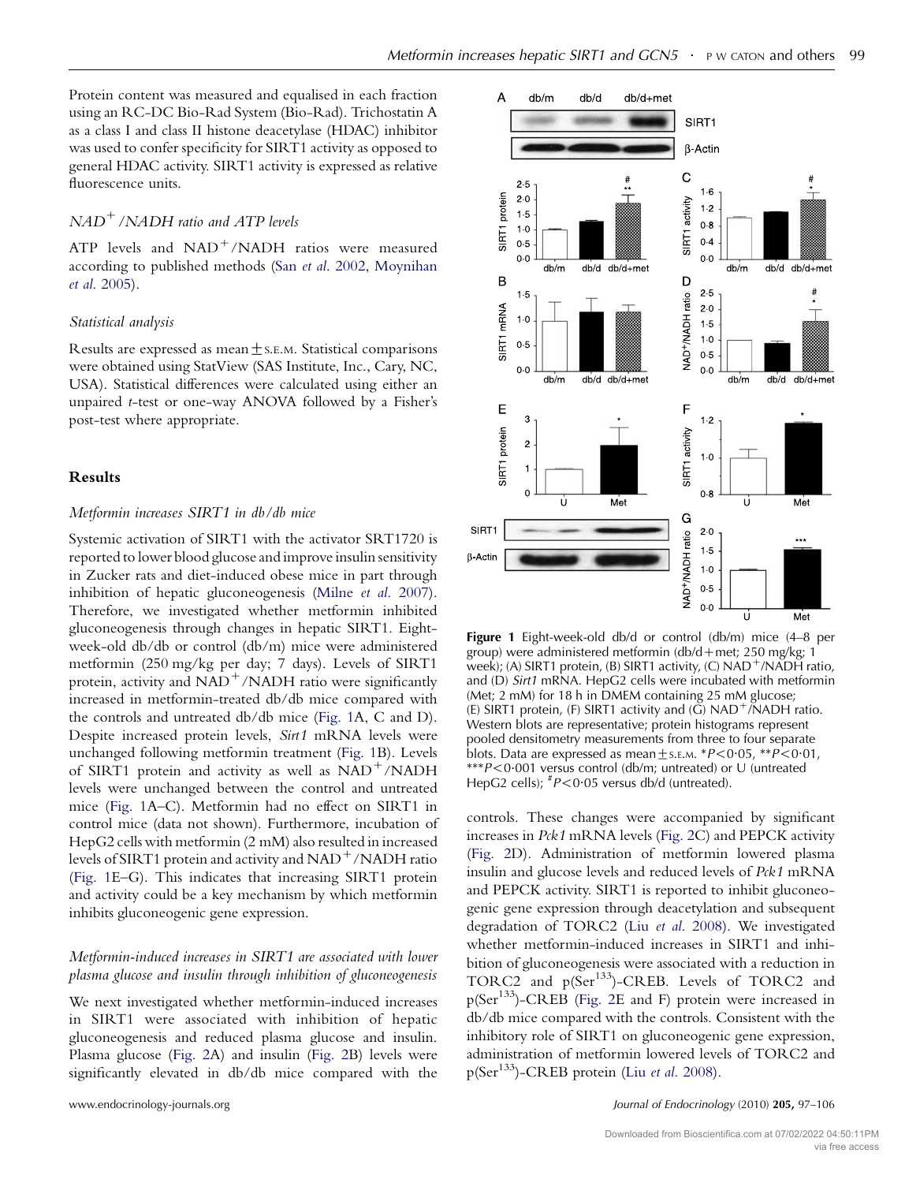Protein content was measured and equalised in each fraction using an RC-DC Bio-Rad System (Bio-Rad). Trichostatin A as a class I and class II histone deacetylase (HDAC) inhibitor was used to confer specificity for SIRT1 activity as opposed to general HDAC activity. SIRT1 activity is expressed as relative fluorescence units.

### $NAD^+$/NADH ratio and ATP levels

ATP levels and $NAD^+$/NADH ratios were measured according to published methods (San *et al.* 2002, Moynihan *et al.* 2005).

### Statistical analysis

Results are expressed as mean ± S.E.M. Statistical comparisons were obtained using StatView (SAS Institute, Inc., Cary, NC, USA). Statistical differences were calculated using either an unpaired *t*-test or one-way ANOVA followed by a Fisher's post-test where appropriate.

## Results

### Metformin increases SIRT1 in db/db mice

Systemic activation of SIRT1 with the activator SRT1720 is reported to lower blood glucose and improve insulin sensitivity in Zucker rats and diet-induced obese mice in part through inhibition of hepatic gluconeogenesis (Milne *et al.* 2007). Therefore, we investigated whether metformin inhibited gluconeogenesis through changes in hepatic SIRT1. Eight-week-old db/db or control (db/m) mice were administered metformin (250 mg/kg per day; 7 days). Levels of SIRT1 protein, activity and $NAD^+$/NADH ratio were significantly increased in metformin-treated db/db mice compared with the controls and untreated db/db mice (Fig. 1A, C and D). Despite increased protein levels, *Sirt1* mRNA levels were unchanged following metformin treatment (Fig. 1B). Levels of SIRT1 protein and activity as well as $NAD^+$/NADH levels were unchanged between the control and untreated mice (Fig. 1A–C). Metformin had no effect on SIRT1 in control mice (data not shown). Furthermore, incubation of HepG2 cells with metformin (2 mM) also resulted in increased levels of SIRT1 protein and activity and $NAD^+$/NADH ratio (Fig. 1E–G). This indicates that increasing SIRT1 protein and activity could be a key mechanism by which metformin inhibits gluconeogenic gene expression.

### Metformin-induced increases in SIRT1 are associated with lower plasma glucose and insulin through inhibition of gluconeogenesis

We next investigated whether metformin-induced increases in SIRT1 were associated with inhibition of hepatic gluconeogenesis and reduced plasma glucose and insulin. Plasma glucose (Fig. 2A) and insulin (Fig. 2B) levels were significantly elevated in db/db mice compared with the controls. These changes were accompanied by significant increases in *Pck1* mRNA levels (Fig. 2C) and PEPCK activity (Fig. 2D). Administration of metformin lowered plasma insulin and glucose levels and reduced levels of *Pck1* mRNA and PEPCK activity. SIRT1 is reported to inhibit gluconeogenic gene expression through deacetylation and subsequent degradation of TORC2 (Liu *et al.* 2008). We investigated whether metformin-induced increases in SIRT1 and inhibition of gluconeogenesis were associated with a reduction in TORC2 and p($Ser^{133}$)-CREB. Levels of TORC2 and p($Ser^{133}$)-CREB (Fig. 2E and F) protein were increased in db/db mice compared with the controls. Consistent with the inhibitory role of SIRT1 on gluconeogenic gene expression, administration of metformin lowered levels of TORC2 and p($Ser^{133}$)-CREB protein (Liu *et al.* 2008).

A
db/m db/d db/d+met
SIRT1
β-Actin

SIRT1 protein
2·5 2·0 1·5 1·0 0·5 0·0
db/m db/d db/d+met
\# **

C
SIRT1 activity
1·6 1·2 0·8 0·4 0·0
db/m db/d db/d+met
\# *

B
SIRT1 mRNA
1·5 1·0 0·5 0·0
db/m db/d db/d+met

D
$NAD^+$/NADH ratio
2·5 2·0 1·5 1·0 0·5 0·0
db/m db/d db/d+met
\# *

E
SIRT1 protein
3 2 1 0
U Met
\*

F
SIRT1 activity
1·2 1·0 0·8
U Met
\*

SIRT1
β-Actin

G
$NAD^+$/NADH ratio
2·0 1·5 1·0 0·5 0·0
U Met
\***

**Figure 1** Eight-week-old db/d or control (db/m) mice (4–8 per group) were administered metformin (db/d+met; 250 mg/kg; 1 week); (A) SIRT1 protein, (B) SIRT1 activity, (C) $NAD^+$/NADH ratio, and (D) *Sirt1* mRNA. HepG2 cells were incubated with metformin (Met; 2 mM) for 18 h in DMEM containing 25 mM glucose; (E) SIRT1 protein, (F) SIRT1 activity and (G) $NAD^+$/NADH ratio. Western blots are representative; protein histograms represent pooled densitometry measurements from three to four separate blots. Data are expressed as mean ± S.E.M. \*$P<0·05$, \*\*$P<0·01$, \*\*\*$P<0·001$ versus control (db/m; untreated) or U (untreated HepG2 cells); [#]$P<0·05$ versus db/d (untreated).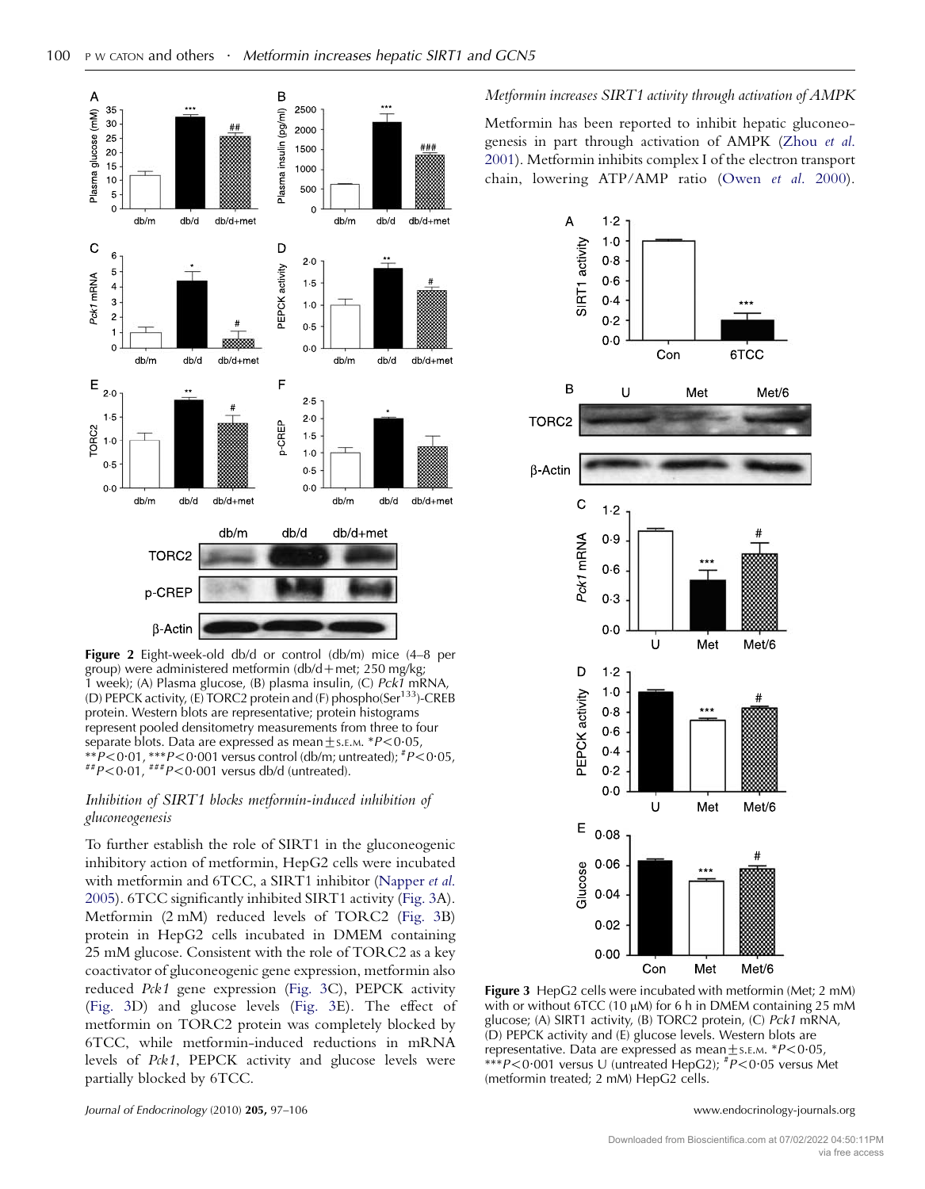A

Plasma glucose (mM)

35
30
25
20
15
10
5
0

***

##

db/m db/d db/d+met

B

Plasma insulin (pg/ml)

2500
2000
1500
1000
500
0

***

###

db/m db/d db/d+met

C

*Pck1* mRNA

6
5
4
3
2
1
0

*

#

db/m db/d db/d+met

D

PEPCK activity

2·0
1·5
1·0
0·5
0·0

**

#

db/m db/d db/d+met

E

TORC2

2·0
1·5
1·0
0·5
0·0

**

#

db/m db/d db/d+met

F

p-CREP

2·5
2·0
1·5
1·0
0·5
0·0

*

db/m db/d db/d+met

db/m db/d db/d+met

TORC2

p-CREP

β-Actin

**Figure 2** Eight-week-old db/d or control (db/m) mice (4–8 per group) were administered metformin (db/d+met; 250 mg/kg; 1 week); (A) Plasma glucose, (B) plasma insulin, (C) *Pck1* mRNA, (D) PEPCK activity, (E) TORC2 protein and (F) phospho(Ser[133])-CREB protein. Western blots are representative; protein histograms represent pooled densitometry measurements from three to four separate blots. Data are expressed as mean±S.E.M. $^{*}P<0{\cdot}05$, $^{**}P<0{\cdot}01$, $^{***}P<0{\cdot}001$ versus control (db/m; untreated); $^{\#}P<0{\cdot}05$, $^{\#\#}P<0{\cdot}01$, $^{\#\#\#}P<0{\cdot}001$ versus db/d (untreated).

### *Inhibition of SIRT1 blocks metformin-induced inhibition of gluconeogenesis*

To further establish the role of SIRT1 in the gluconeogenic inhibitory action of metformin, HepG2 cells were incubated with metformin and 6TCC, a SIRT1 inhibitor (Napper *et al.* 2005). 6TCC significantly inhibited SIRT1 activity (Fig. 3A). Metformin (2 mM) reduced levels of TORC2 (Fig. 3B) protein in HepG2 cells incubated in DMEM containing 25 mM glucose. Consistent with the role of TORC2 as a key coactivator of gluconeogenic gene expression, metformin also reduced *Pck1* gene expression (Fig. 3C), PEPCK activity (Fig. 3D) and glucose levels (Fig. 3E). The effect of metformin on TORC2 protein was completely blocked by 6TCC, while metformin-induced reductions in mRNA levels of *Pck1*, PEPCK activity and glucose levels were partially blocked by 6TCC.

### *Metformin increases SIRT1 activity through activation of AMPK*

Metformin has been reported to inhibit hepatic gluconeogenesis in part through activation of AMPK (Zhou *et al.* 2001). Metformin inhibits complex I of the electron transport chain, lowering ATP/AMP ratio (Owen *et al.* 2000).

A

SIRT1 activity

1·2
1·0
0·8
0·6
0·4
0·2
0·0

***

Con 6TCC

B

U Met Met/6

TORC2

β-Actin

C

*Pck1* mRNA

1·2
0·9
0·6
0·3
0·0

***

#

U Met Met/6

D

PEPCK activity

1·2
1·0
0·8
0·6
0·4
0·2
0·0

***

#

U Met Met/6

E

Glucose

0·08
0·06
0·04
0·02
0·00

***

#

Con Met Met/6

**Figure 3** HepG2 cells were incubated with metformin (Met; 2 mM) with or without 6TCC (10 μM) for 6 h in DMEM containing 25 mM glucose; (A) SIRT1 activity, (B) TORC2 protein, (C) *Pck1* mRNA, (D) PEPCK activity and (E) glucose levels. Western blots are representative. Data are expressed as mean±S.E.M. $^{*}P<0{\cdot}05$, $^{***}P<0{\cdot}001$ versus U (untreated HepG2); $^{\#}P<0{\cdot}05$ versus Met (metformin treated; 2 mM) HepG2 cells.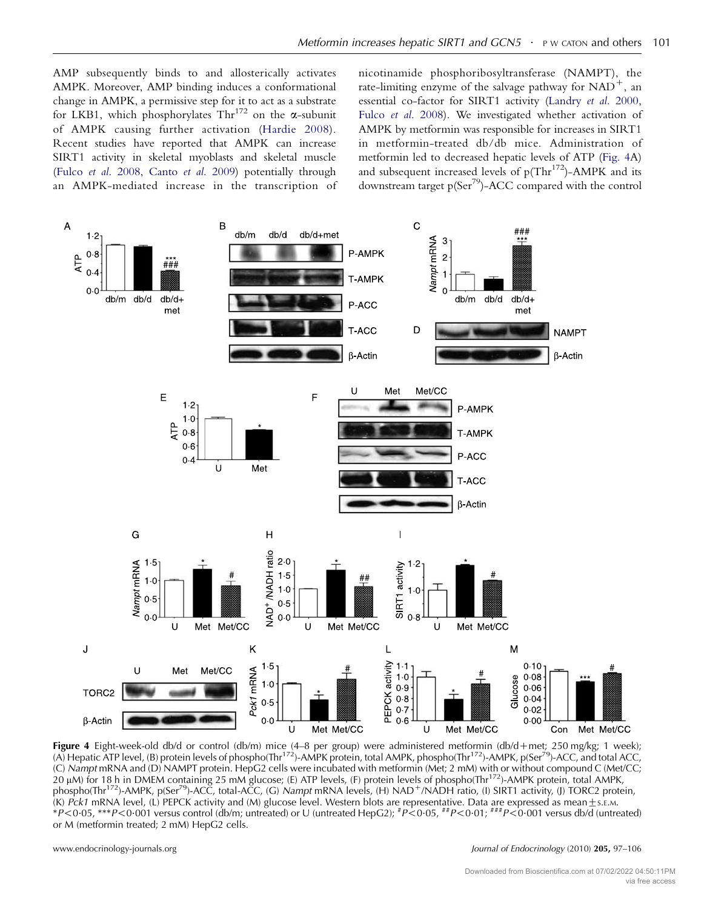AMP subsequently binds to and allosterically activates AMPK. Moreover, AMP binding induces a conformational change in AMPK, a permissive step for it to act as a substrate for LKB1, which phosphorylates $Thr^{172}$ on the $\alpha$-subunit of AMPK causing further activation (Hardie 2008). Recent studies have reported that AMPK can increase SIRT1 activity in skeletal myoblasts and skeletal muscle (Fulco *et al.* 2008, Canto *et al.* 2009) potentially through an AMPK-mediated increase in the transcription of nicotinamide phosphoribosyltransferase (NAMPT), the rate-limiting enzyme of the salvage pathway for $NAD^+$, an essential co-factor for SIRT1 activity (Landry *et al.* 2000, Fulco *et al.* 2008). We investigated whether activation of AMPK by metformin was responsible for increases in SIRT1 in metformin-treated db/db mice. Administration of metformin led to decreased hepatic levels of ATP (Fig. 4A) and subsequent increased levels of p($Thr^{172}$)-AMPK and its downstream target p($Ser^{79}$)-ACC compared with the control

A
ATP
1·2
0·8
0·4
0·0
db/m db/d db/d+met
***
###

B
db/m db/d db/d+met
P-AMPK
T-AMPK
P-ACC
T-ACC
β-Actin

C
*Nampt* mRNA
3
2
1
0
db/m db/d db/d+met
###
***

D
NAMPT
β-Actin

E
ATP
1·2
1·0
0·8
0·6
0·4
U Met
*

F
U Met Met/CC
P-AMPK
T-AMPK
P-ACC
T-ACC
β-Actin

G
*Nampt* mRNA
1·5
1·0
0·5
0·0
U Met Met/CC
*
#

H
$NAD^+$/NADH ratio
2·0
1·5
1·0
0·5
0·0
U Met Met/CC
*
##

I
SIRT1 activity
1·2
1·0
0·8
U Met Met/CC
*
#

J
U Met Met/CC
TORC2
β-Actin

K
*Pck1* mRNA
1·5
1·0
0·5
0·0
U Met Met/CC
*
#

L
PEPCK activity
1·1
1·0
0·9
0·8
0·7
0·6
U Met Met/CC
*
#

M
Glucose
0·10
0·08
0·06
0·04
0·02
0·00
Con Met Met/CC
***
#

**Figure 4** Eight-week-old db/d or control (db/m) mice (4–8 per group) were administered metformin (db/d+met; 250 mg/kg; 1 week); (A) Hepatic ATP level, (B) protein levels of phospho($Thr^{172}$)-AMPK protein, total AMPK, phospho($Thr^{172}$)-AMPK, p($Ser^{79}$)-ACC, and total ACC, (C) *Nampt* mRNA and (D) NAMPT protein. HepG2 cells were incubated with metformin (Met; 2 mM) with or without compound C (Met/CC; 20 μM) for 18 h in DMEM containing 25 mM glucose; (E) ATP levels, (F) protein levels of phospho($Thr^{172}$)-AMPK protein, total AMPK, phospho($Thr^{172}$)-AMPK, p($Ser^{79}$)-ACC, total-ACC, (G) *Nampt* mRNA levels, (H) $NAD^+$/NADH ratio, (I) SIRT1 activity, (J) TORC2 protein, (K) *Pck1* mRNA level, (L) PEPCK activity and (M) glucose level. Western blots are representative. Data are expressed as mean±S.E.M. $^*P<0{\cdot}05$, $^{***}P<0{\cdot}001$ versus control (db/m; untreated) or U (untreated HepG2); $^{\#}P<0{\cdot}05$, $^{\#\#}P<0{\cdot}01$; $^{\#\#\#}P<0{\cdot}001$ versus db/d (untreated) or M (metformin treated; 2 mM) HepG2 cells.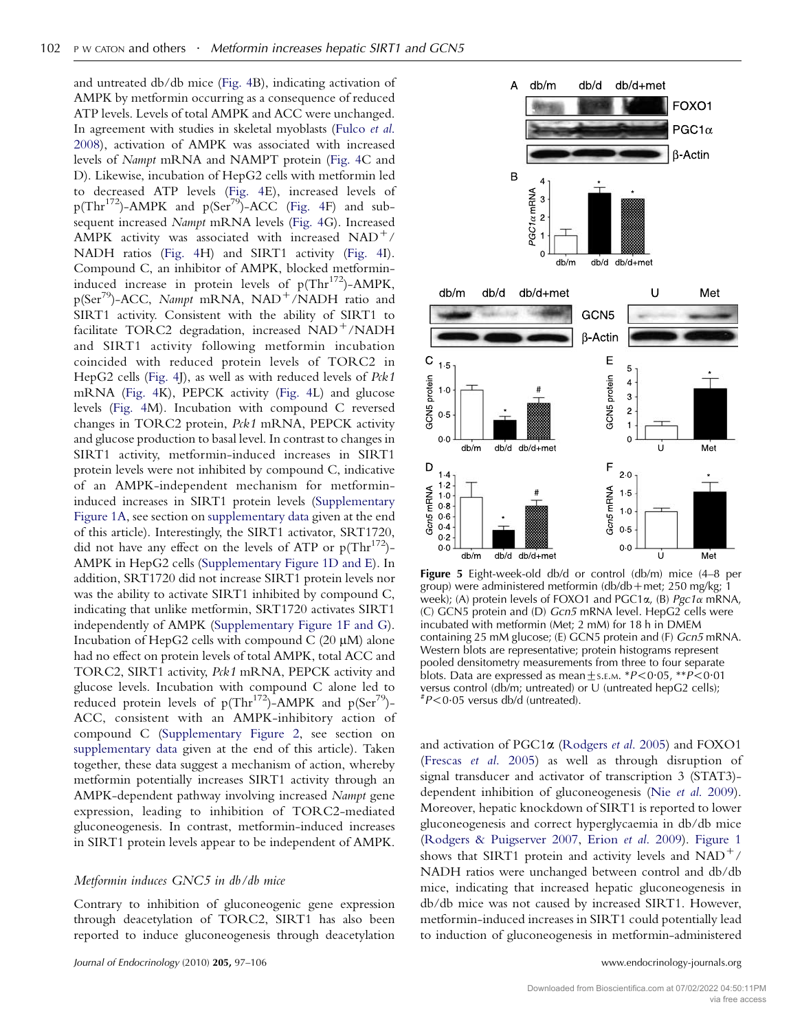and untreated db/db mice (Fig. 4B), indicating activation of AMPK by metformin occurring as a consequence of reduced ATP levels. Levels of total AMPK and ACC were unchanged. In agreement with studies in skeletal myoblasts (Fulco *et al.* 2008), activation of AMPK was associated with increased levels of *Nampt* mRNA and NAMPT protein (Fig. 4C and D). Likewise, incubation of HepG2 cells with metformin led to decreased ATP levels (Fig. 4E), increased levels of p(Thr[172])-AMPK and p(Ser[79])-ACC (Fig. 4F) and subsequent increased *Nampt* mRNA levels (Fig. 4G). Increased AMPK activity was associated with increased $NAD^+$/NADH ratios (Fig. 4H) and SIRT1 activity (Fig. 4I). Compound C, an inhibitor of AMPK, blocked metformin-induced increase in protein levels of p(Thr[172])-AMPK, p(Ser[79])-ACC, *Nampt* mRNA, $NAD^+$/NADH ratio and SIRT1 activity. Consistent with the ability of SIRT1 to facilitate TORC2 degradation, increased $NAD^+$/NADH and SIRT1 activity following metformin incubation coincided with reduced protein levels of TORC2 in HepG2 cells (Fig. 4J), as well as with reduced levels of *Pck1* mRNA (Fig. 4K), PEPCK activity (Fig. 4L) and glucose levels (Fig. 4M). Incubation with compound C reversed changes in TORC2 protein, *Pck1* mRNA, PEPCK activity and glucose production to basal level. In contrast to changes in SIRT1 activity, metformin-induced increases in SIRT1 protein levels were not inhibited by compound C, indicative of an AMPK-independent mechanism for metformin-induced increases in SIRT1 protein levels (Supplementary Figure 1A, see section on supplementary data given at the end of this article). Interestingly, the SIRT1 activator, SRT1720, did not have any effect on the levels of ATP or p(Thr[172])-AMPK in HepG2 cells (Supplementary Figure 1D and E). In addition, SRT1720 did not increase SIRT1 protein levels nor was the ability to activate SIRT1 inhibited by compound C, indicating that unlike metformin, SRT1720 activates SIRT1 independently of AMPK (Supplementary Figure 1F and G). Incubation of HepG2 cells with compound C (20 μM) alone had no effect on protein levels of total AMPK, total ACC and TORC2, SIRT1 activity, *Pck1* mRNA, PEPCK activity and glucose levels. Incubation with compound C alone led to reduced protein levels of p(Thr[172])-AMPK and p(Ser[79])-ACC, consistent with an AMPK-inhibitory action of compound C (Supplementary Figure 2, see section on supplementary data given at the end of this article). Taken together, these data suggest a mechanism of action, whereby metformin potentially increases SIRT1 activity through an AMPK-dependent pathway involving increased *Nampt* gene expression, leading to inhibition of TORC2-mediated gluconeogenesis. In contrast, metformin-induced increases in SIRT1 protein levels appear to be independent of AMPK.

### *Metformin induces GNC5 in db/db mice*

Contrary to inhibition of gluconeogenic gene expression through deacetylation of TORC2, SIRT1 has also been reported to induce gluconeogenesis through deacetylation and activation of PGC1α (Rodgers *et al.* 2005) and FOXO1 (Frescas *et al.* 2005) as well as through disruption of signal transducer and activator of transcription 3 (STAT3)-dependent inhibition of gluconeogenesis (Nie *et al.* 2009). Moreover, hepatic knockdown of SIRT1 is reported to lower gluconeogenesis and correct hyperglycaemia in db/db mice (Rodgers & Puigserver 2007, Erion *et al.* 2009). Figure 1 shows that SIRT1 protein and activity levels and $NAD^+$/NADH ratios were unchanged between control and db/db mice, indicating that increased hepatic gluconeogenesis in db/db mice was not caused by increased SIRT1. However, metformin-induced increases in SIRT1 could potentially lead to induction of gluconeogenesis in metformin-administered

A
db/m db/d db/d+met
FOXO1
PGC1α
β-Actin

B
PGC1α mRNA
db/m db/d db/d+met

db/m db/d db/d+met
GCN5
β-Actin
U Met

C
GCN5 protein
db/m db/d db/d+met

E
GCN5 protein
U Met

D
Gcn5 mRNA
db/m db/d db/d+met

F
Gcn5 mRNA
U Met

**Figure 5** Eight-week-old db/d or control (db/m) mice (4–8 per group) were administered metformin (db/db+met; 250 mg/kg; 1 week); (A) protein levels of FOXO1 and PGC1α, (B) *Pgc1α* mRNA, (C) GCN5 protein and (D) *Gcn5* mRNA level. HepG2 cells were incubated with metformin (Met; 2 mM) for 18 h in DMEM containing 25 mM glucose; (E) GCN5 protein and (F) *Gcn5* mRNA. Western blots are representative; protein histograms represent pooled densitometry measurements from three to four separate blots. Data are expressed as mean±S.E.M. $*P<0.05$, $**P<0.01$ versus control (db/m; untreated) or U (untreated hepG2 cells); $^{\#}P<0.05$ versus db/d (untreated).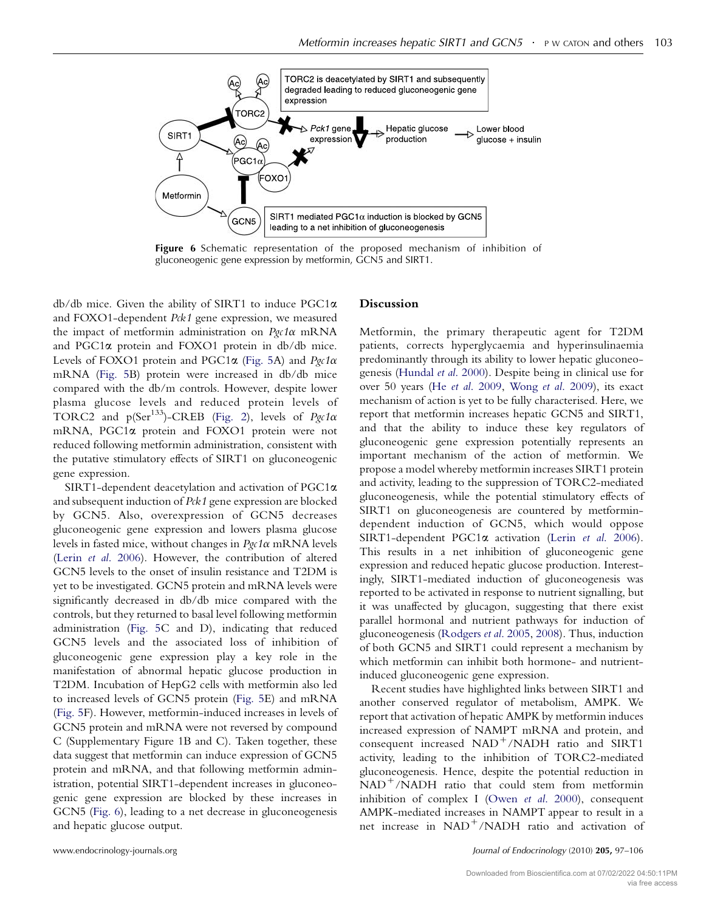TORC2 is deacetylated by SIRT1 and subsequently degraded leading to reduced gluconeogenic gene expression

Ac

Ac

TORC2

SIRT1

Ac

Ac

PGC1α

FOXO1

Pck1 gene expression

Hepatic glucose production

Lower blood glucose + insulin

Metformin

GCN5

SIRT1 mediated PGC1α induction is blocked by GCN5 leading to a net inhibition of gluconeogenesis

**Figure 6** Schematic representation of the proposed mechanism of inhibition of gluconeogenic gene expression by metformin, GCN5 and SIRT1.

db/db mice. Given the ability of SIRT1 to induce PGC1α and FOXO1-dependent *Pck1* gene expression, we measured the impact of metformin administration on *Pgc1α* mRNA and PGC1α protein and FOXO1 protein in db/db mice. Levels of FOXO1 protein and PGC1α (Fig. 5A) and *Pgc1α* mRNA (Fig. 5B) protein were increased in db/db mice compared with the db/m controls. However, despite lower plasma glucose levels and reduced protein levels of TORC2 and p($Ser^{133}$)-CREB (Fig. 2), levels of *Pgc1α* mRNA, PGC1α protein and FOXO1 protein were not reduced following metformin administration, consistent with the putative stimulatory effects of SIRT1 on gluconeogenic gene expression.

SIRT1-dependent deacetylation and activation of PGC1α and subsequent induction of *Pck1* gene expression are blocked by GCN5. Also, overexpression of GCN5 decreases gluconeogenic gene expression and lowers plasma glucose levels in fasted mice, without changes in *Pgc1α* mRNA levels (Lerin *et al.* 2006). However, the contribution of altered GCN5 levels to the onset of insulin resistance and T2DM is yet to be investigated. GCN5 protein and mRNA levels were significantly decreased in db/db mice compared with the controls, but they returned to basal level following metformin administration (Fig. 5C and D), indicating that reduced GCN5 levels and the associated loss of inhibition of gluconeogenic gene expression play a key role in the manifestation of abnormal hepatic glucose production in T2DM. Incubation of HepG2 cells with metformin also led to increased levels of GCN5 protein (Fig. 5E) and mRNA (Fig. 5F). However, metformin-induced increases in levels of GCN5 protein and mRNA were not reversed by compound C (Supplementary Figure 1B and C). Taken together, these data suggest that metformin can induce expression of GCN5 protein and mRNA, and that following metformin administration, potential SIRT1-dependent increases in gluconeogenic gene expression are blocked by these increases in GCN5 (Fig. 6), leading to a net decrease in gluconeogenesis and hepatic glucose output.

## Discussion

Metformin, the primary therapeutic agent for T2DM patients, corrects hyperglycaemia and hyperinsulinaemia predominantly through its ability to lower hepatic gluconeogenesis (Hundal *et al.* 2000). Despite being in clinical use for over 50 years (He *et al.* 2009, Wong *et al.* 2009), its exact mechanism of action is yet to be fully characterised. Here, we report that metformin increases hepatic GCN5 and SIRT1, and that the ability to induce these key regulators of gluconeogenic gene expression potentially represents an important mechanism of the action of metformin. We propose a model whereby metformin increases SIRT1 protein and activity, leading to the suppression of TORC2-mediated gluconeogenesis, while the potential stimulatory effects of SIRT1 on gluconeogenesis are countered by metformin-dependent induction of GCN5, which would oppose SIRT1-dependent PGC1α activation (Lerin *et al.* 2006). This results in a net inhibition of gluconeogenic gene expression and reduced hepatic glucose production. Interestingly, SIRT1-mediated induction of gluconeogenesis was reported to be activated in response to nutrient signalling, but it was unaffected by glucagon, suggesting that there exist parallel hormonal and nutrient pathways for induction of gluconeogenesis (Rodgers *et al.* 2005, 2008). Thus, induction of both GCN5 and SIRT1 could represent a mechanism by which metformin can inhibit both hormone- and nutrient-induced gluconeogenic gene expression.

Recent studies have highlighted links between SIRT1 and another conserved regulator of metabolism, AMPK. We report that activation of hepatic AMPK by metformin induces increased expression of NAMPT mRNA and protein, and consequent increased $NAD^+$/NADH ratio and SIRT1 activity, leading to the inhibition of TORC2-mediated gluconeogenesis. Hence, despite the potential reduction in $NAD^+$/NADH ratio that could stem from metformin inhibition of complex I (Owen *et al.* 2000), consequent AMPK-mediated increases in NAMPT appear to result in a net increase in $NAD^+$/NADH ratio and activation of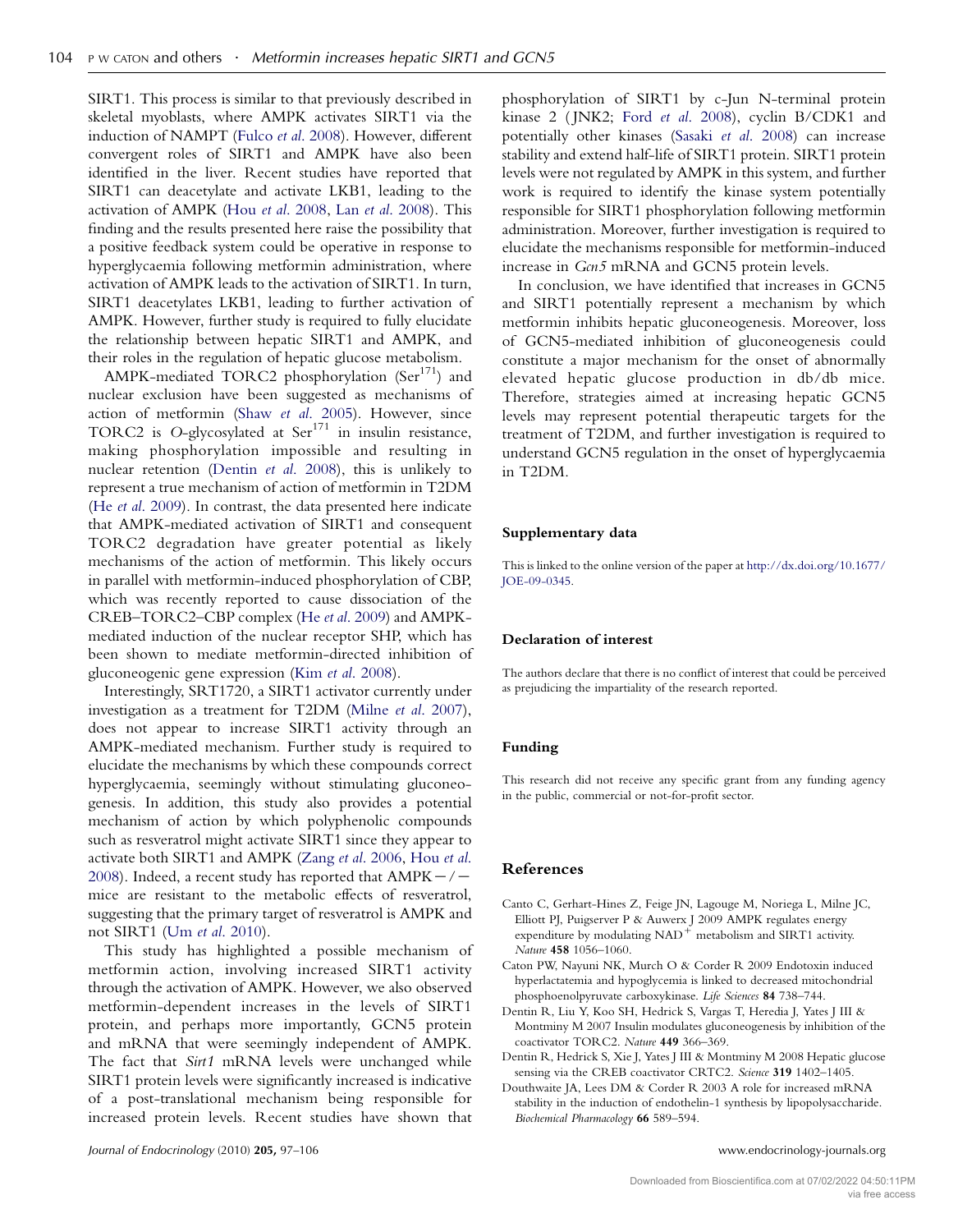SIRT1. This process is similar to that previously described in skeletal myoblasts, where AMPK activates SIRT1 via the induction of NAMPT (Fulco *et al.* 2008). However, different convergent roles of SIRT1 and AMPK have also been identified in the liver. Recent studies have reported that SIRT1 can deacetylate and activate LKB1, leading to the activation of AMPK (Hou *et al.* 2008, Lan *et al.* 2008). This finding and the results presented here raise the possibility that a positive feedback system could be operative in response to hyperglycaemia following metformin administration, where activation of AMPK leads to the activation of SIRT1. In turn, SIRT1 deacetylates LKB1, leading to further activation of AMPK. However, further study is required to fully elucidate the relationship between hepatic SIRT1 and AMPK, and their roles in the regulation of hepatic glucose metabolism.

AMPK-mediated TORC2 phosphorylation ($Ser^{171}$) and nuclear exclusion have been suggested as mechanisms of action of metformin (Shaw *et al.* 2005). However, since TORC2 is *O*-glycosylated at $Ser^{171}$ in insulin resistance, making phosphorylation impossible and resulting in nuclear retention (Dentin *et al.* 2008), this is unlikely to represent a true mechanism of action of metformin in T2DM (He *et al.* 2009). In contrast, the data presented here indicate that AMPK-mediated activation of SIRT1 and consequent TORC2 degradation have greater potential as likely mechanisms of the action of metformin. This likely occurs in parallel with metformin-induced phosphorylation of CBP, which was recently reported to cause dissociation of the CREB–TORC2–CBP complex (He *et al.* 2009) and AMPK-mediated induction of the nuclear receptor SHP, which has been shown to mediate metformin-directed inhibition of gluconeogenic gene expression (Kim *et al.* 2008).

Interestingly, SRT1720, a SIRT1 activator currently under investigation as a treatment for T2DM (Milne *et al.* 2007), does not appear to increase SIRT1 activity through an AMPK-mediated mechanism. Further study is required to elucidate the mechanisms by which these compounds correct hyperglycaemia, seemingly without stimulating gluconeogenesis. In addition, this study also provides a potential mechanism of action by which polyphenolic compounds such as resveratrol might activate SIRT1 since they appear to activate both SIRT1 and AMPK (Zang *et al.* 2006, Hou *et al.* 2008). Indeed, a recent study has reported that AMPK−/− mice are resistant to the metabolic effects of resveratrol, suggesting that the primary target of resveratrol is AMPK and not SIRT1 (Um *et al.* 2010).

This study has highlighted a possible mechanism of metformin action, involving increased SIRT1 activity through the activation of AMPK. However, we also observed metformin-dependent increases in the levels of SIRT1 protein, and perhaps more importantly, GCN5 protein and mRNA that were seemingly independent of AMPK. The fact that *Sirt1* mRNA levels were unchanged while SIRT1 protein levels were significantly increased is indicative of a post-translational mechanism being responsible for increased protein levels. Recent studies have shown that phosphorylation of SIRT1 by c-Jun N-terminal protein kinase 2 (JNK2; Ford *et al.* 2008), cyclin B/CDK1 and potentially other kinases (Sasaki *et al.* 2008) can increase stability and extend half-life of SIRT1 protein. SIRT1 protein levels were not regulated by AMPK in this system, and further work is required to identify the kinase system potentially responsible for SIRT1 phosphorylation following metformin administration. Moreover, further investigation is required to elucidate the mechanisms responsible for metformin-induced increase in *Gcn5* mRNA and GCN5 protein levels.

In conclusion, we have identified that increases in GCN5 and SIRT1 potentially represent a mechanism by which metformin inhibits hepatic gluconeogenesis. Moreover, loss of GCN5-mediated inhibition of gluconeogenesis could constitute a major mechanism for the onset of abnormally elevated hepatic glucose production in db/db mice. Therefore, strategies aimed at increasing hepatic GCN5 levels may represent potential therapeutic targets for the treatment of T2DM, and further investigation is required to understand GCN5 regulation in the onset of hyperglycaemia in T2DM.

## Supplementary data

This is linked to the online version of the paper at http://dx.doi.org/10.1677/JOE-09-0345.

## Declaration of interest

The authors declare that there is no conflict of interest that could be perceived as prejudicing the impartiality of the research reported.

## Funding

This research did not receive any specific grant from any funding agency in the public, commercial or not-for-profit sector.

## References

Canto C, Gerhart-Hines Z, Feige JN, Lagouge M, Noriega L, Milne JC, Elliott PJ, Puigserver P & Auwerx J 2009 AMPK regulates energy expenditure by modulating $NAD^{+}$ metabolism and SIRT1 activity. *Nature* **458** 1056–1060.

Caton PW, Nayuni NK, Murch O & Corder R 2009 Endotoxin induced hyperlactatemia and hypoglycemia is linked to decreased mitochondrial phosphoenolpyruvate carboxykinase. *Life Sciences* **84** 738–744.

Dentin R, Liu Y, Koo SH, Hedrick S, Vargas T, Heredia J, Yates J III & Montminy M 2007 Insulin modulates gluconeogenesis by inhibition of the coactivator TORC2. *Nature* **449** 366–369.

Dentin R, Hedrick S, Xie J, Yates J III & Montminy M 2008 Hepatic glucose sensing via the CREB coactivator CRTC2. *Science* **319** 1402–1405.

Douthwaite JA, Lees DM & Corder R 2003 A role for increased mRNA stability in the induction of endothelin-1 synthesis by lipopolysaccharide. *Biochemical Pharmacology* **66** 589–594.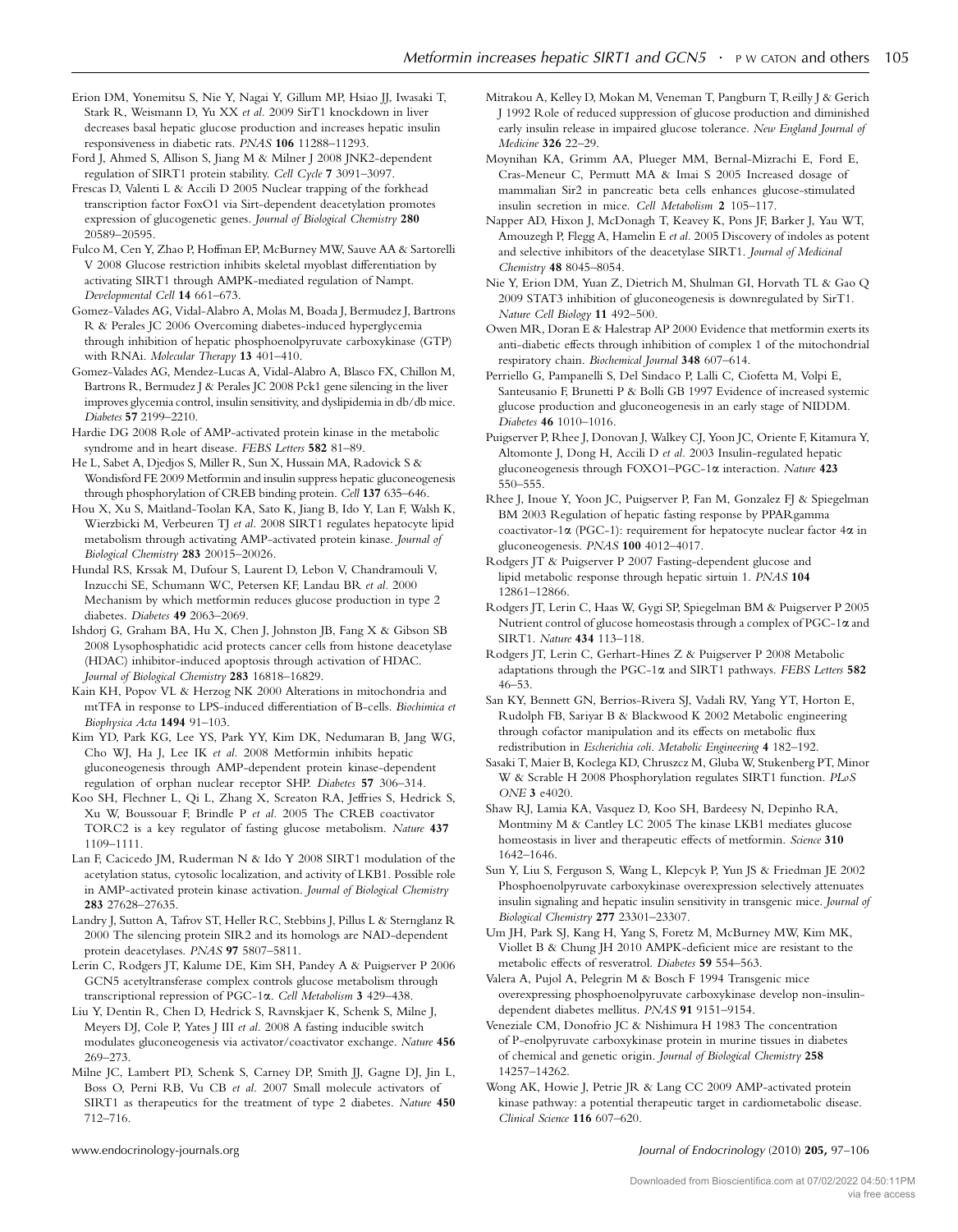Erion DM, Yonemitsu S, Nie Y, Nagai Y, Gillum MP, Hsiao JJ, Iwasaki T, Stark R, Weismann D, Yu XX *et al.* 2009 SirT1 knockdown in liver decreases basal hepatic glucose production and increases hepatic insulin responsiveness in diabetic rats. *PNAS* **106** 11288–11293.

Ford J, Ahmed S, Allison S, Jiang M & Milner J 2008 JNK2-dependent regulation of SIRT1 protein stability. *Cell Cycle* **7** 3091–3097.

Frescas D, Valenti L & Accili D 2005 Nuclear trapping of the forkhead transcription factor FoxO1 via Sirt-dependent deacetylation promotes expression of glucogenetic genes. *Journal of Biological Chemistry* **280** 20589–20595.

Fulco M, Cen Y, Zhao P, Hoffman EP, McBurney MW, Sauve AA & Sartorelli V 2008 Glucose restriction inhibits skeletal myoblast differentiation by activating SIRT1 through AMPK-mediated regulation of Nampt. *Developmental Cell* **14** 661–673.

Gomez-Valades AG, Vidal-Alabro A, Molas M, Boada J, Bermudez J, Bartrons R & Perales JC 2006 Overcoming diabetes-induced hyperglycemia through inhibition of hepatic phosphoenolpyruvate carboxykinase (GTP) with RNAi. *Molecular Therapy* **13** 401–410.

Gomez-Valades AG, Mendez-Lucas A, Vidal-Alabro A, Blasco FX, Chillon M, Bartrons R, Bermudez J & Perales JC 2008 Pck1 gene silencing in the liver improves glycemia control, insulin sensitivity, and dyslipidemia in db/db mice. *Diabetes* **57** 2199–2210.

Hardie DG 2008 Role of AMP-activated protein kinase in the metabolic syndrome and in heart disease. *FEBS Letters* **582** 81–89.

He L, Sabet A, Djedjos S, Miller R, Sun X, Hussain MA, Radovick S & Wondisford FE 2009 Metformin and insulin suppress hepatic gluconeogenesis through phosphorylation of CREB binding protein. *Cell* **137** 635–646.

Hou X, Xu S, Maitland-Toolan KA, Sato K, Jiang B, Ido Y, Lan F, Walsh K, Wierzbicki M, Verbeuren TJ *et al.* 2008 SIRT1 regulates hepatocyte lipid metabolism through activating AMP-activated protein kinase. *Journal of Biological Chemistry* **283** 20015–20026.

Hundal RS, Krssak M, Dufour S, Laurent D, Lebon V, Chandramouli V, Inzucchi SE, Schumann WC, Petersen KF, Landau BR *et al.* 2000 Mechanism by which metformin reduces glucose production in type 2 diabetes. *Diabetes* **49** 2063–2069.

Ishdorj G, Graham BA, Hu X, Chen J, Johnston JB, Fang X & Gibson SB 2008 Lysophosphatidic acid protects cancer cells from histone deacetylase (HDAC) inhibitor-induced apoptosis through activation of HDAC. *Journal of Biological Chemistry* **283** 16818–16829.

Kain KH, Popov VL & Herzog NK 2000 Alterations in mitochondria and mtTFA in response to LPS-induced differentiation of B-cells. *Biochimica et Biophysica Acta* **1494** 91–103.

Kim YD, Park KG, Lee YS, Park YY, Kim DK, Nedumaran B, Jang WG, Cho WJ, Ha J, Lee IK *et al.* 2008 Metformin inhibits hepatic gluconeogenesis through AMP-dependent protein kinase-dependent regulation of orphan nuclear receptor SHP. *Diabetes* **57** 306–314.

Koo SH, Flechner L, Qi L, Zhang X, Screaton RA, Jeffries S, Hedrick S, Xu W, Boussouar F, Brindle P *et al.* 2005 The CREB coactivator TORC2 is a key regulator of fasting glucose metabolism. *Nature* **437** 1109–1111.

Lan F, Cacicedo JM, Ruderman N & Ido Y 2008 SIRT1 modulation of the acetylation status, cytosolic localization, and activity of LKB1. Possible role in AMP-activated protein kinase activation. *Journal of Biological Chemistry* **283** 27628–27635.

Landry J, Sutton A, Tafrov ST, Heller RC, Stebbins J, Pillus L & Sternglanz R 2000 The silencing protein SIR2 and its homologs are NAD-dependent protein deacetylases. *PNAS* **97** 5807–5811.

Lerin C, Rodgers JT, Kalume DE, Kim SH, Pandey A & Puigserver P 2006 GCN5 acetyltransferase complex controls glucose metabolism through transcriptional repression of PGC-1α. *Cell Metabolism* **3** 429–438.

Liu Y, Dentin R, Chen D, Hedrick S, Ravnskjaer K, Schenk S, Milne J, Meyers DJ, Cole P, Yates J III *et al.* 2008 A fasting inducible switch modulates gluconeogenesis via activator/coactivator exchange. *Nature* **456** 269–273.

Milne JC, Lambert PD, Schenk S, Carney DP, Smith JJ, Gagne DJ, Jin L, Boss O, Perni RB, Vu CB *et al.* 2007 Small molecule activators of SIRT1 as therapeutics for the treatment of type 2 diabetes. *Nature* **450** 712–716.

Mitrakou A, Kelley D, Mokan M, Veneman T, Pangburn T, Reilly J & Gerich J 1992 Role of reduced suppression of glucose production and diminished early insulin release in impaired glucose tolerance. *New England Journal of Medicine* **326** 22–29.

Moynihan KA, Grimm AA, Plueger MM, Bernal-Mizrachi E, Ford E, Cras-Meneur C, Permutt MA & Imai S 2005 Increased dosage of mammalian Sir2 in pancreatic beta cells enhances glucose-stimulated insulin secretion in mice. *Cell Metabolism* **2** 105–117.

Napper AD, Hixon J, McDonagh T, Keavey K, Pons JF, Barker J, Yau WT, Amouzegh P, Flegg A, Hamelin E *et al.* 2005 Discovery of indoles as potent and selective inhibitors of the deacetylase SIRT1. *Journal of Medicinal Chemistry* **48** 8045–8054.

Nie Y, Erion DM, Yuan Z, Dietrich M, Shulman GI, Horvath TL & Gao Q 2009 STAT3 inhibition of gluconeogenesis is downregulated by SirT1. *Nature Cell Biology* **11** 492–500.

Owen MR, Doran E & Halestrap AP 2000 Evidence that metformin exerts its anti-diabetic effects through inhibition of complex 1 of the mitochondrial respiratory chain. *Biochemical Journal* **348** 607–614.

Perriello G, Pampanelli S, Del Sindaco P, Lalli C, Ciofetta M, Volpi E, Santeusanio F, Brunetti P & Bolli GB 1997 Evidence of increased systemic glucose production and gluconeogenesis in an early stage of NIDDM. *Diabetes* **46** 1010–1016.

Puigserver P, Rhee J, Donovan J, Walkey CJ, Yoon JC, Oriente F, Kitamura Y, Altomonte J, Dong H, Accili D *et al.* 2003 Insulin-regulated hepatic gluconeogenesis through FOXO1–PGC-1α interaction. *Nature* **423** 550–555.

Rhee J, Inoue Y, Yoon JC, Puigserver P, Fan M, Gonzalez FJ & Spiegelman BM 2003 Regulation of hepatic fasting response by PPARgamma coactivator-1α (PGC-1): requirement for hepatocyte nuclear factor 4α in gluconeogenesis. *PNAS* **100** 4012–4017.

Rodgers JT & Puigserver P 2007 Fasting-dependent glucose and lipid metabolic response through hepatic sirtuin 1. *PNAS* **104** 12861–12866.

Rodgers JT, Lerin C, Haas W, Gygi SP, Spiegelman BM & Puigserver P 2005 Nutrient control of glucose homeostasis through a complex of PGC-1α and SIRT1. *Nature* **434** 113–118.

Rodgers JT, Lerin C, Gerhart-Hines Z & Puigserver P 2008 Metabolic adaptations through the PGC-1α and SIRT1 pathways. *FEBS Letters* **582** 46–53.

San KY, Bennett GN, Berrios-Rivera SJ, Vadali RV, Yang YT, Horton E, Rudolph FB, Sariyar B & Blackwood K 2002 Metabolic engineering through cofactor manipulation and its effects on metabolic flux redistribution in *Escherichia coli*. *Metabolic Engineering* **4** 182–192.

Sasaki T, Maier B, Koclega KD, Chruszcz M, Gluba W, Stukenberg PT, Minor W & Scrable H 2008 Phosphorylation regulates SIRT1 function. *PLoS ONE* **3** e4020.

Shaw RJ, Lamia KA, Vasquez D, Koo SH, Bardeesy N, Depinho RA, Montminy M & Cantley LC 2005 The kinase LKB1 mediates glucose homeostasis in liver and therapeutic effects of metformin. *Science* **310** 1642–1646.

Sun Y, Liu S, Ferguson S, Wang L, Klepcyk P, Yun JS & Friedman JE 2002 Phosphoenolpyruvate carboxykinase overexpression selectively attenuates insulin signaling and hepatic insulin sensitivity in transgenic mice. *Journal of Biological Chemistry* **277** 23301–23307.

Um JH, Park SJ, Kang H, Yang S, Foretz M, McBurney MW, Kim MK, Viollet B & Chung JH 2010 AMPK-deficient mice are resistant to the metabolic effects of resveratrol. *Diabetes* **59** 554–563.

Valera A, Pujol A, Pelegrin M & Bosch F 1994 Transgenic mice overexpressing phosphoenolpyruvate carboxykinase develop non-insulin-dependent diabetes mellitus. *PNAS* **91** 9151–9154.

Veneziale CM, Donofrio JC & Nishimura H 1983 The concentration of P-enolpyruvate carboxykinase protein in murine tissues in diabetes of chemical and genetic origin. *Journal of Biological Chemistry* **258** 14257–14262.

Wong AK, Howie J, Petrie JR & Lang CC 2009 AMP-activated protein kinase pathway: a potential therapeutic target in cardiometabolic disease. *Clinical Science* **116** 607–620.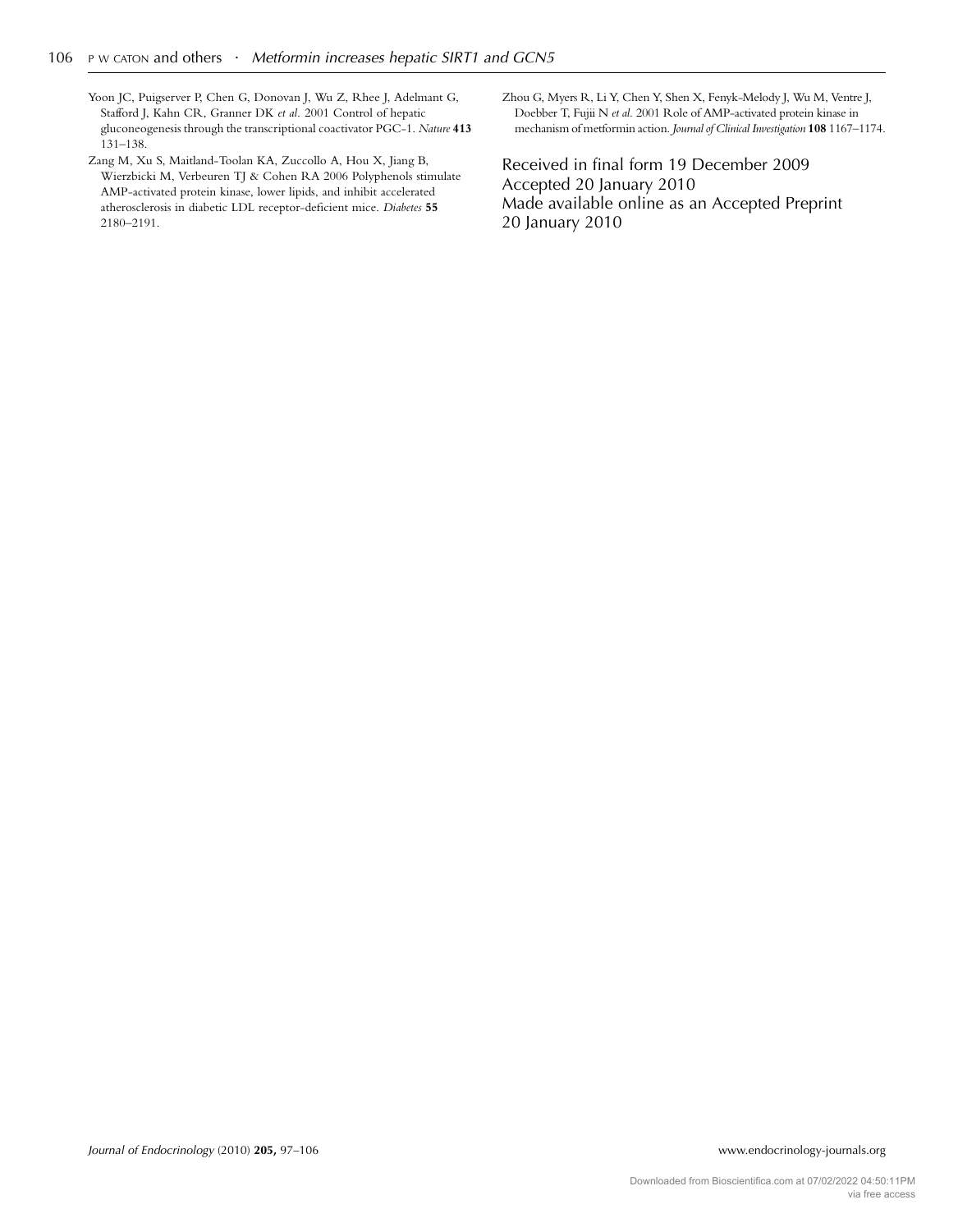Yoon JC, Puigserver P, Chen G, Donovan J, Wu Z, Rhee J, Adelmant G, Stafford J, Kahn CR, Granner DK *et al.* 2001 Control of hepatic gluconeogenesis through the transcriptional coactivator PGC-1. *Nature* **413** 131–138.

Zang M, Xu S, Maitland-Toolan KA, Zuccollo A, Hou X, Jiang B, Wierzbicki M, Verbeuren TJ & Cohen RA 2006 Polyphenols stimulate AMP-activated protein kinase, lower lipids, and inhibit accelerated atherosclerosis in diabetic LDL receptor-deficient mice. *Diabetes* **55** 2180–2191.

Zhou G, Myers R, Li Y, Chen Y, Shen X, Fenyk-Melody J, Wu M, Ventre J, Doebber T, Fujii N *et al.* 2001 Role of AMP-activated protein kinase in mechanism of metformin action. *Journal of Clinical Investigation* **108** 1167–1174.

Received in final form 19 December 2009
Accepted 20 January 2010
Made available online as an Accepted Preprint
20 January 2010